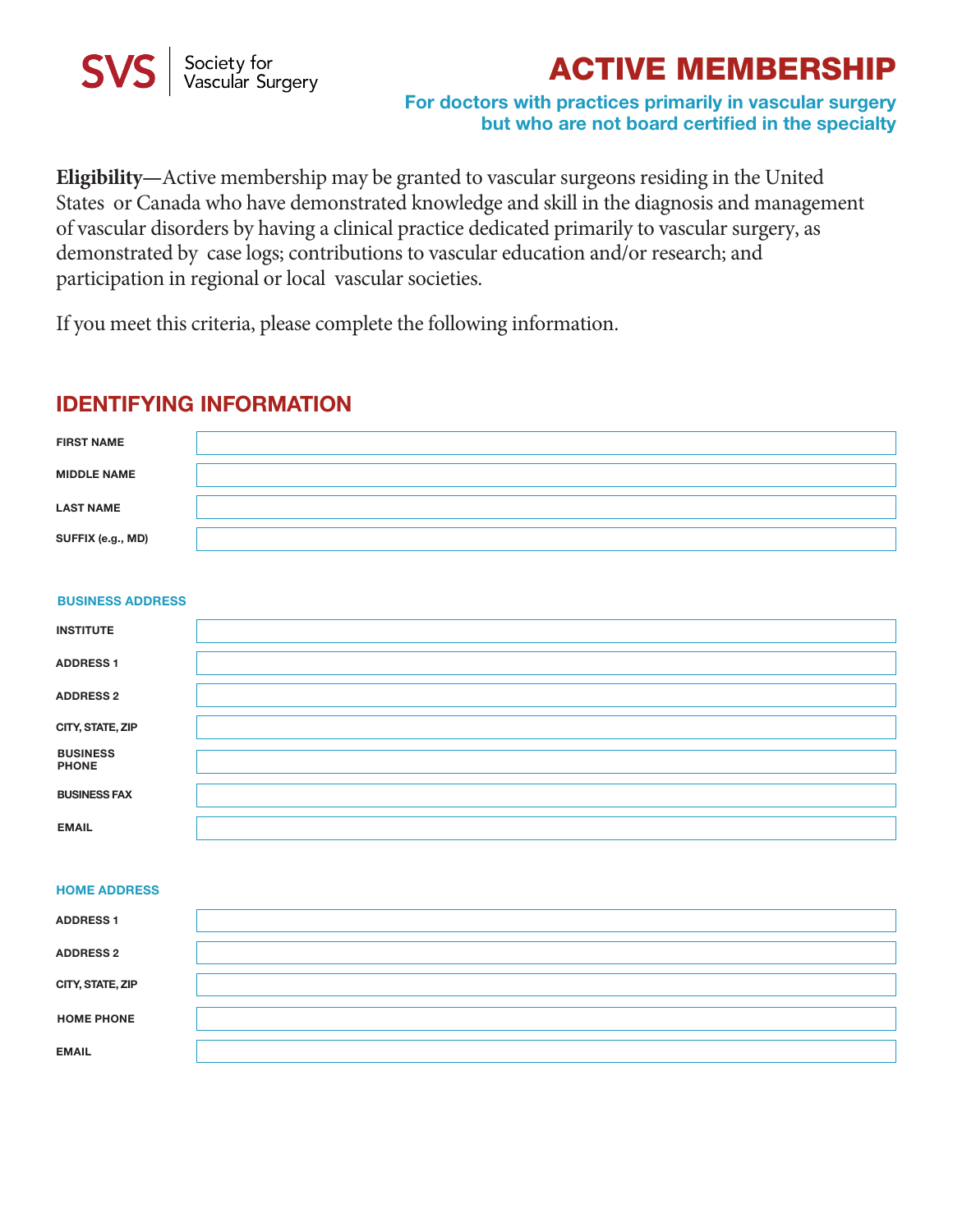SVS | Society for Vascular Surgery

# ACTIVE MEMBERSHIP

**For doctors with practices primarily in vascular surgery but who are not board certified in the specialty**

**Eligibility**—Active membership may be granted to vascular surgeons residing in the United States or Canada who have demonstrated knowledge and skill in the diagnosis and management of vascular disorders by having a clinical practice dedicated primarily to vascular surgery, as demonstrated by case logs; contributions to vascular education and/or research; and participation in regional or local vascular societies.

If you meet this criteria, please complete the following information.

## IDENTIFYING INFORMATION

| | |
|---|---|
| FIRST NAME | |
| MIDDLE NAME | |
| LAST NAME | |
| SUFFIX (e.g., MD) | |

### BUSINESS ADDRESS

| | |
|---|---|
| INSTITUTE | |
| ADDRESS 1 | |
| ADDRESS 2 | |
| CITY, STATE, ZIP | |
| BUSINESS PHONE | |
| BUSINESS FAX | |
| EMAIL | |

### HOME ADDRESS

| | |
|---|---|
| ADDRESS 1 | |
| ADDRESS 2 | |
| CITY, STATE, ZIP | |
| HOME PHONE | |
| EMAIL | |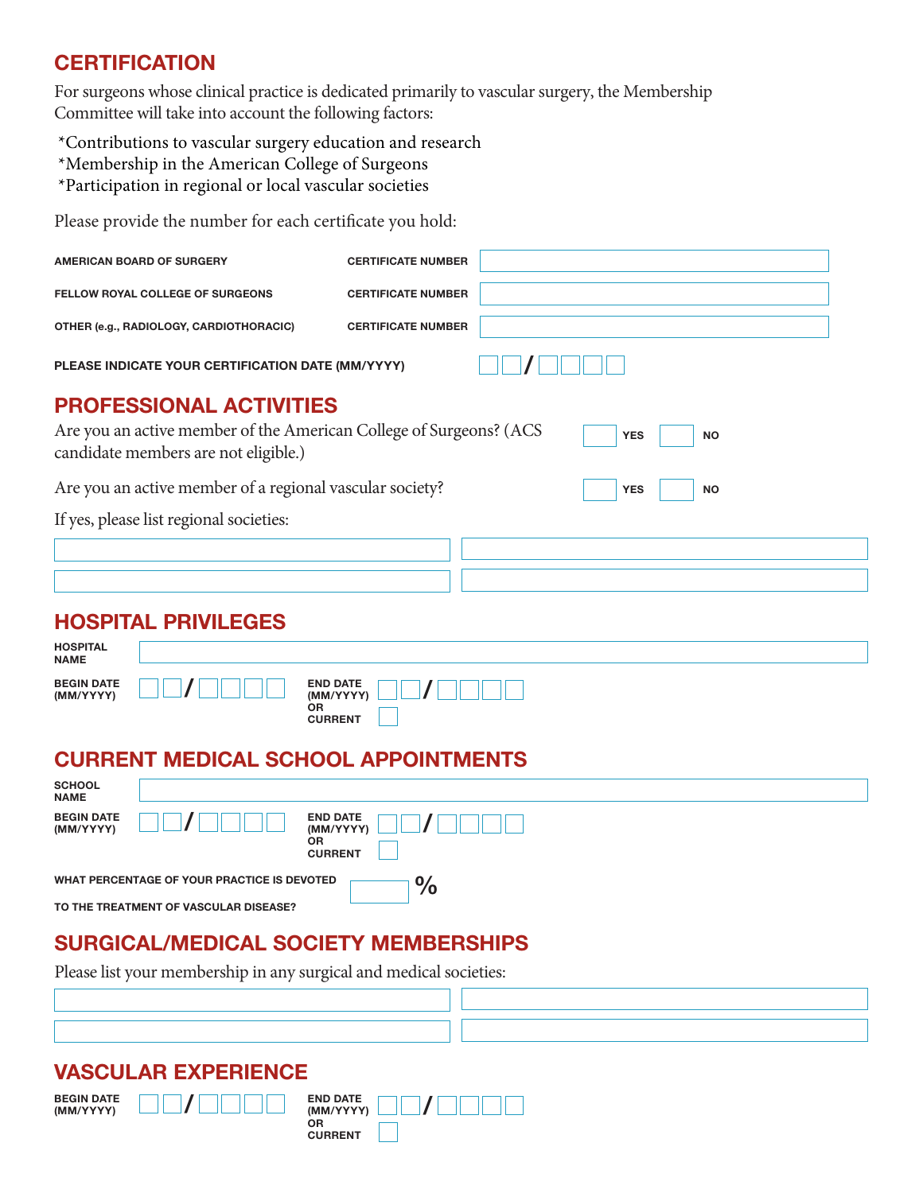## CERTIFICATION

For surgeons whose clinical practice is dedicated primarily to vascular surgery, the Membership Committee will take into account the following factors:

*Contributions to vascular surgery education and research
*Membership in the American College of Surgeons
*Participation in regional or local vascular societies

Please provide the number for each certificate you hold:

| | | |
|---|---|---|
| AMERICAN BOARD OF SURGERY | CERTIFICATE NUMBER | |
| FELLOW ROYAL COLLEGE OF SURGEONS | CERTIFICATE NUMBER | |
| OTHER (e.g., RADIOLOGY, CARDIOTHORACIC) | CERTIFICATE NUMBER | |

PLEASE INDICATE YOUR CERTIFICATION DATE (MM/YYYY) ☐☐/☐☐☐☐

## PROFESSIONAL ACTIVITIES

Are you an active member of the American College of Surgeons? (ACS candidate members are not eligible.) ☐ YES ☐ NO

Are you an active member of a regional vascular society? ☐ YES ☐ NO

If yes, please list regional societies:

## HOSPITAL PRIVILEGES

HOSPITAL NAME

BEGIN DATE (MM/YYYY) ☐☐/☐☐☐☐

END DATE (MM/YYYY) ☐☐/☐☐☐☐ OR CURRENT ☐

## CURRENT MEDICAL SCHOOL APPOINTMENTS

SCHOOL NAME

BEGIN DATE (MM/YYYY) ☐☐/☐☐☐☐

END DATE (MM/YYYY) ☐☐/☐☐☐☐ OR CURRENT ☐

WHAT PERCENTAGE OF YOUR PRACTICE IS DEVOTED TO THE TREATMENT OF VASCULAR DISEASE? ☐ %

## SURGICAL/MEDICAL SOCIETY MEMBERSHIPS

Please list your membership in any surgical and medical societies:

## VASCULAR EXPERIENCE

BEGIN DATE (MM/YYYY) ☐☐/☐☐☐☐

END DATE (MM/YYYY) ☐☐/☐☐☐☐ OR CURRENT ☐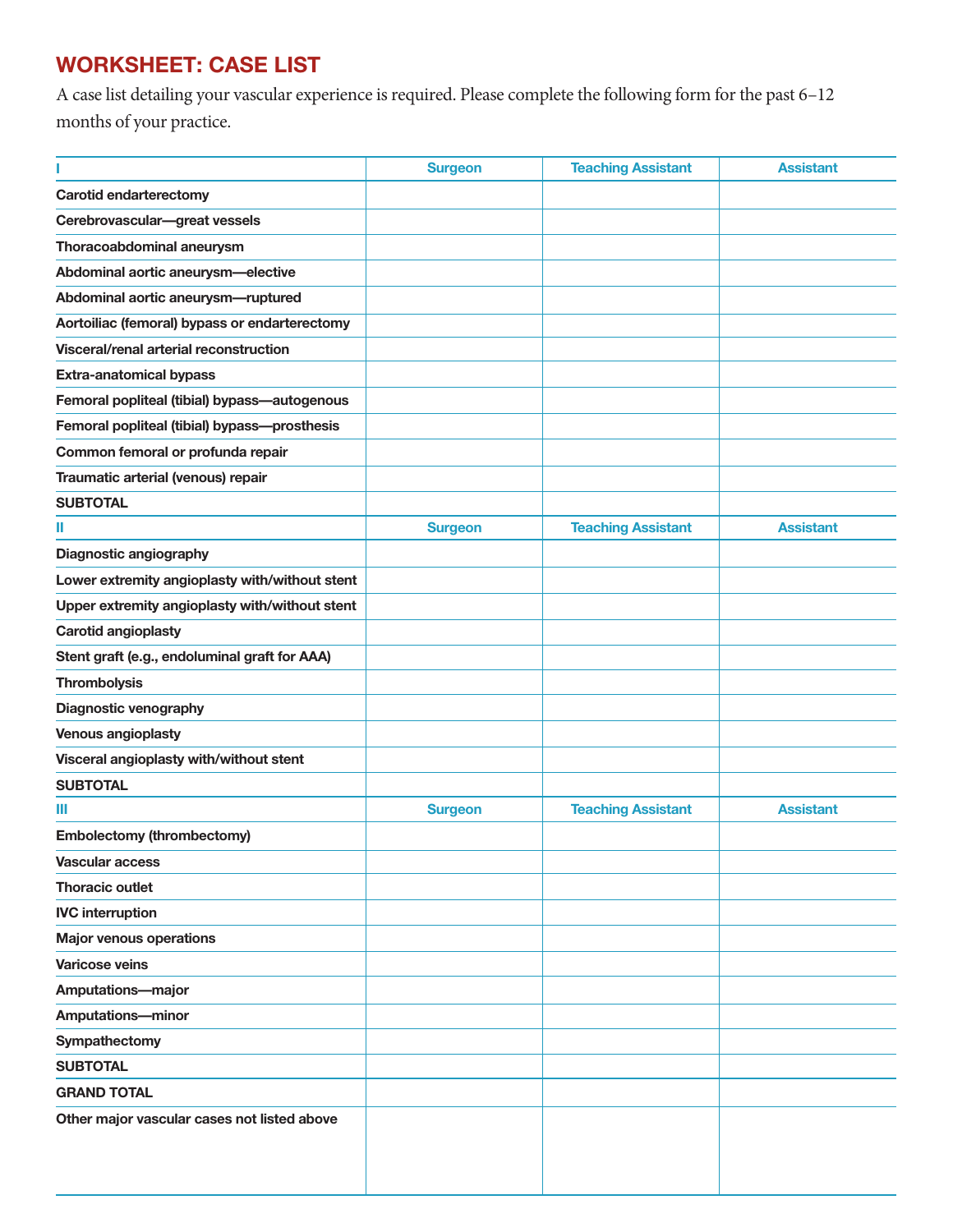## WORKSHEET: CASE LIST

A case list detailing your vascular experience is required. Please complete the following form for the past 6–12 months of your practice.

| I | Surgeon | Teaching Assistant | Assistant |
|---|---|---|---|
| **Carotid endarterectomy** | | | |
| **Cerebrovascular—great vessels** | | | |
| **Thoracoabdominal aneurysm** | | | |
| **Abdominal aortic aneurysm—elective** | | | |
| **Abdominal aortic aneurysm—ruptured** | | | |
| **Aortoiliac (femoral) bypass or endarterectomy** | | | |
| **Visceral/renal arterial reconstruction** | | | |
| **Extra-anatomical bypass** | | | |
| **Femoral popliteal (tibial) bypass—autogenous** | | | |
| **Femoral popliteal (tibial) bypass—prosthesis** | | | |
| **Common femoral or profunda repair** | | | |
| **Traumatic arterial (venous) repair** | | | |
| **SUBTOTAL** | | | |
| **II** | **Surgeon** | **Teaching Assistant** | **Assistant** |
| **Diagnostic angiography** | | | |
| **Lower extremity angioplasty with/without stent** | | | |
| **Upper extremity angioplasty with/without stent** | | | |
| **Carotid angioplasty** | | | |
| **Stent graft (e.g., endoluminal graft for AAA)** | | | |
| **Thrombolysis** | | | |
| **Diagnostic venography** | | | |
| **Venous angioplasty** | | | |
| **Visceral angioplasty with/without stent** | | | |
| **SUBTOTAL** | | | |
| **III** | **Surgeon** | **Teaching Assistant** | **Assistant** |
| **Embolectomy (thrombectomy)** | | | |
| **Vascular access** | | | |
| **Thoracic outlet** | | | |
| **IVC interruption** | | | |
| **Major venous operations** | | | |
| **Varicose veins** | | | |
| **Amputations—major** | | | |
| **Amputations—minor** | | | |
| **Sympathectomy** | | | |
| **SUBTOTAL** | | | |
| **GRAND TOTAL** | | | |
| **Other major vascular cases not listed above** | | | |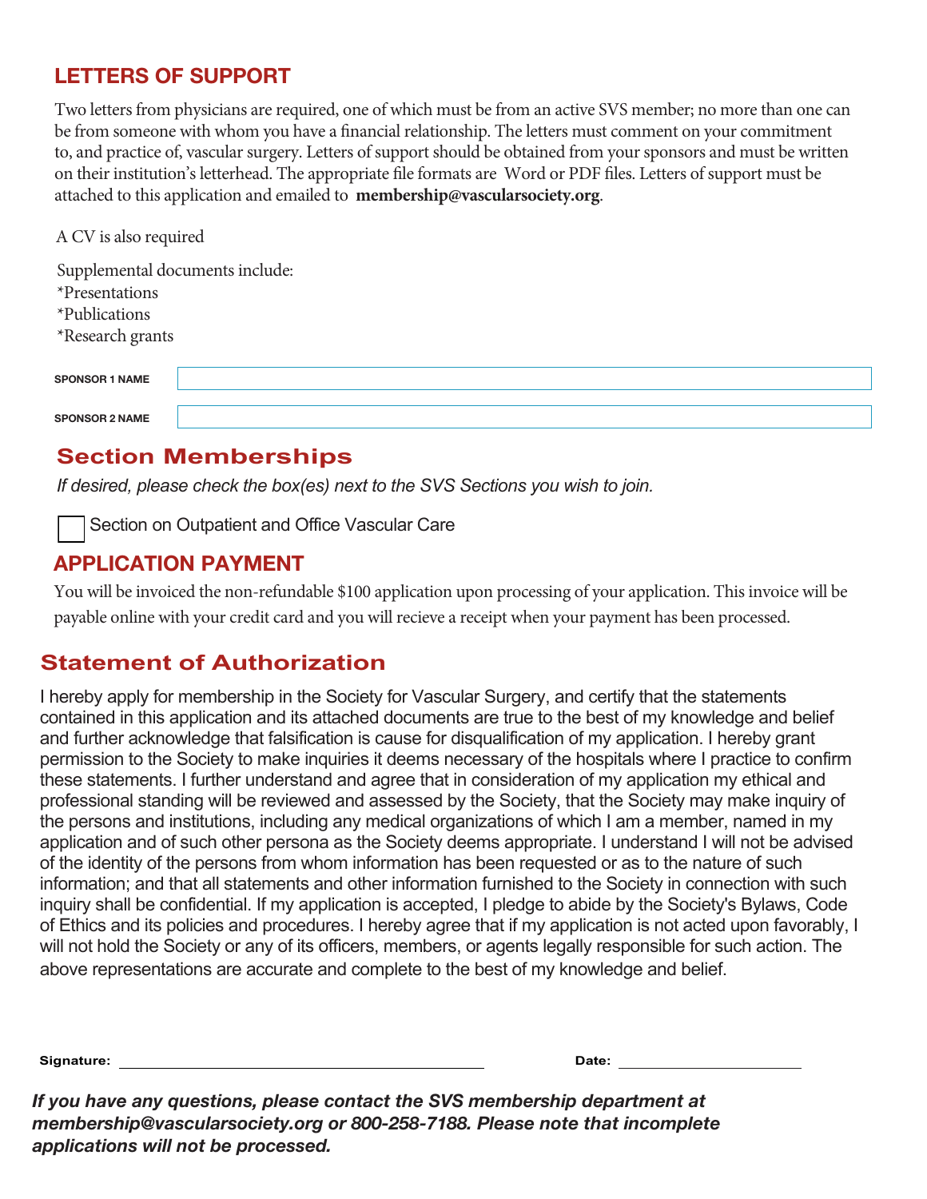## LETTERS OF SUPPORT

Two letters from physicians are required, one of which must be from an active SVS member; no more than one can be from someone with whom you have a financial relationship. The letters must comment on your commitment to, and practice of, vascular surgery. Letters of support should be obtained from your sponsors and must be written on their institution's letterhead. The appropriate file formats are Word or PDF files. Letters of support must be attached to this application and emailed to **membership@vascularsociety.org**.

A CV is also required

Supplemental documents include:
*Presentations
*Publications
*Research grants

**SPONSOR 1 NAME** ____________________

**SPONSOR 2 NAME** ____________________

## Section Memberships

*If desired, please check the box(es) next to the SVS Sections you wish to join.*

☐ Section on Outpatient and Office Vascular Care

## APPLICATION PAYMENT

You will be invoiced the non-refundable $100 application upon processing of your application. This invoice will be payable online with your credit card and you will recieve a receipt when your payment has been processed.

## Statement of Authorization

I hereby apply for membership in the Society for Vascular Surgery, and certify that the statements contained in this application and its attached documents are true to the best of my knowledge and belief and further acknowledge that falsification is cause for disqualification of my application. I hereby grant permission to the Society to make inquiries it deems necessary of the hospitals where I practice to confirm these statements. I further understand and agree that in consideration of my application my ethical and professional standing will be reviewed and assessed by the Society, that the Society may make inquiry of the persons and institutions, including any medical organizations of which I am a member, named in my application and of such other persona as the Society deems appropriate. I understand I will not be advised of the identity of the persons from whom information has been requested or as to the nature of such information; and that all statements and other information furnished to the Society in connection with such inquiry shall be confidential. If my application is accepted, I pledge to abide by the Society's Bylaws, Code of Ethics and its policies and procedures. I hereby agree that if my application is not acted upon favorably, I will not hold the Society or any of its officers, members, or agents legally responsible for such action. The above representations are accurate and complete to the best of my knowledge and belief.

**Signature:** ____________________ **Date:** ____________________

***If you have any questions, please contact the SVS membership department at membership@vascularsociety.org or 800-258-7188. Please note that incomplete applications will not be processed.***